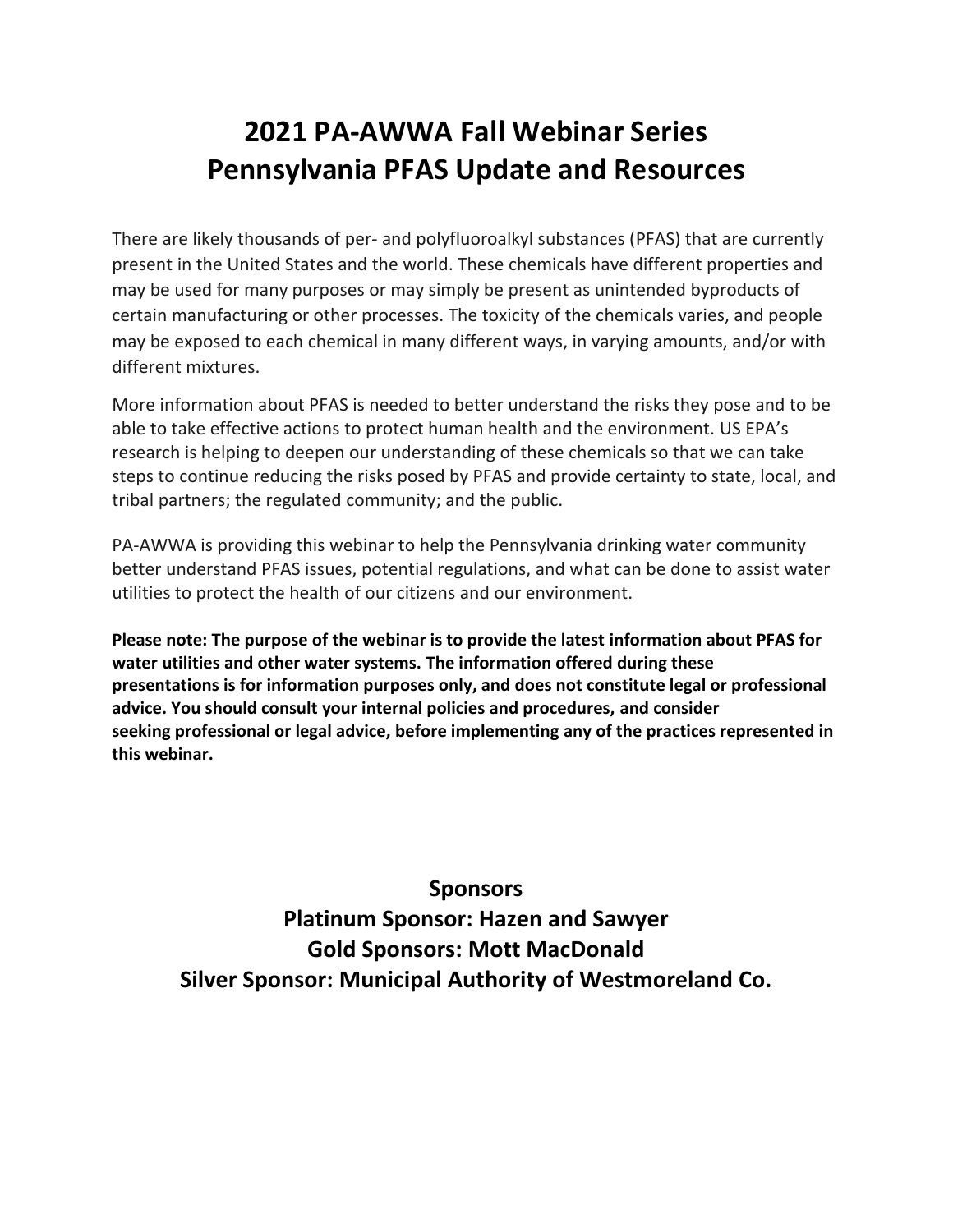# 2021 PA-AWWA Fall Webinar Series
# Pennsylvania PFAS Update and Resources

There are likely thousands of per- and polyfluoroalkyl substances (PFAS) that are currently present in the United States and the world. These chemicals have different properties and may be used for many purposes or may simply be present as unintended byproducts of certain manufacturing or other processes. The toxicity of the chemicals varies, and people may be exposed to each chemical in many different ways, in varying amounts, and/or with different mixtures.

More information about PFAS is needed to better understand the risks they pose and to be able to take effective actions to protect human health and the environment. US EPA's research is helping to deepen our understanding of these chemicals so that we can take steps to continue reducing the risks posed by PFAS and provide certainty to state, local, and tribal partners; the regulated community; and the public.

PA-AWWA is providing this webinar to help the Pennsylvania drinking water community better understand PFAS issues, potential regulations, and what can be done to assist water utilities to protect the health of our citizens and our environment.

**Please note: The purpose of the webinar is to provide the latest information about PFAS for water utilities and other water systems. The information offered during these presentations is for information purposes only, and does not constitute legal or professional advice. You should consult your internal policies and procedures, and consider seeking professional or legal advice, before implementing any of the practices represented in this webinar.**

**Sponsors**

**Platinum Sponsor: Hazen and Sawyer**

**Gold Sponsors: Mott MacDonald**

**Silver Sponsor: Municipal Authority of Westmoreland Co.**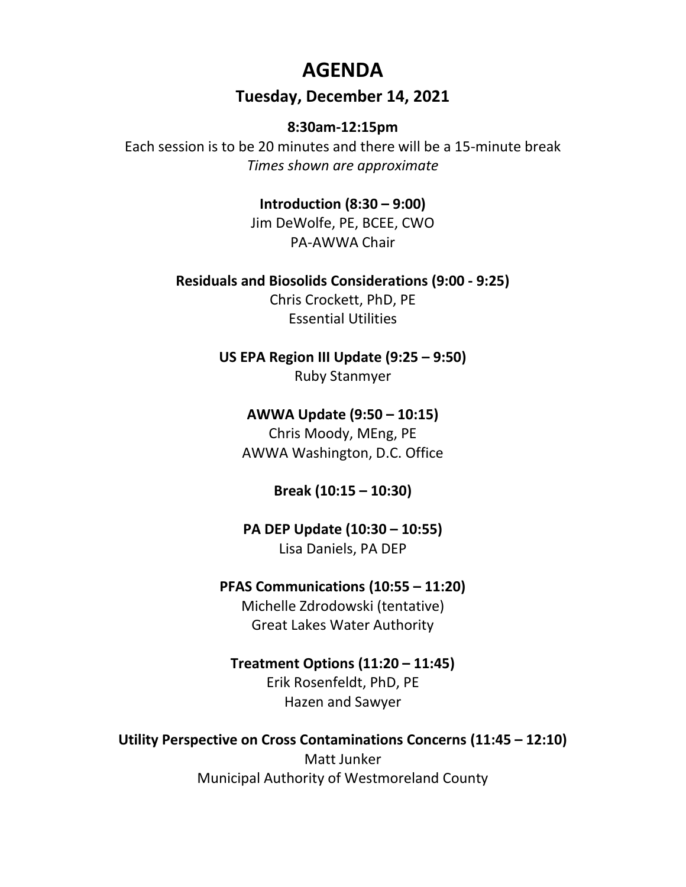# AGENDA

## Tuesday, December 14, 2021

**8:30am-12:15pm**

Each session is to be 20 minutes and there will be a 15-minute break

*Times shown are approximate*

**Introduction (8:30 – 9:00)**
Jim DeWolfe, PE, BCEE, CWO
PA-AWWA Chair

**Residuals and Biosolids Considerations (9:00 - 9:25)**
Chris Crockett, PhD, PE
Essential Utilities

**US EPA Region III Update (9:25 – 9:50)**
Ruby Stanmyer

**AWWA Update (9:50 – 10:15)**
Chris Moody, MEng, PE
AWWA Washington, D.C. Office

**Break (10:15 – 10:30)**

**PA DEP Update (10:30 – 10:55)**
Lisa Daniels, PA DEP

**PFAS Communications (10:55 – 11:20)**
Michelle Zdrodowski (tentative)
Great Lakes Water Authority

**Treatment Options (11:20 – 11:45)**
Erik Rosenfeldt, PhD, PE
Hazen and Sawyer

**Utility Perspective on Cross Contaminations Concerns (11:45 – 12:10)**
Matt Junker
Municipal Authority of Westmoreland County